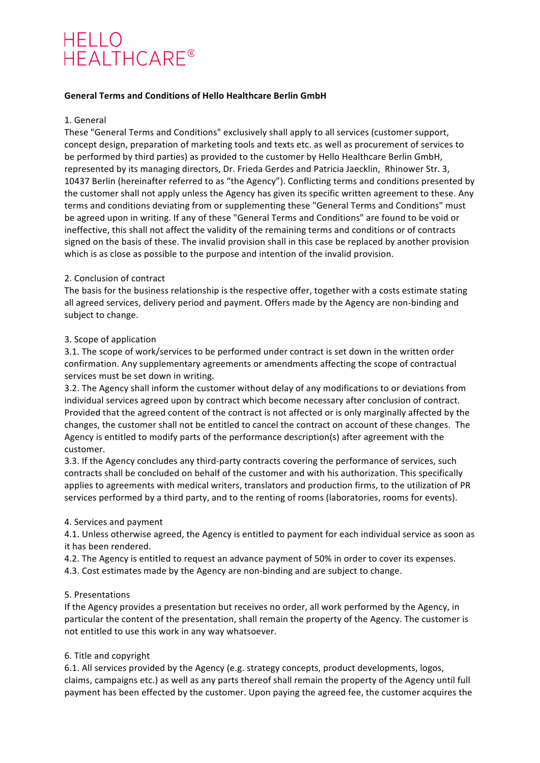HELLO
HEALTHCARE®

**General Terms and Conditions of Hello Healthcare Berlin GmbH**

1. General

These "General Terms and Conditions" exclusively shall apply to all services (customer support, concept design, preparation of marketing tools and texts etc. as well as procurement of services to be performed by third parties) as provided to the customer by Hello Healthcare Berlin GmbH, represented by its managing directors, Dr. Frieda Gerdes and Patricia Jaecklin, Rhinower Str. 3, 10437 Berlin (hereinafter referred to as "the Agency"). Conflicting terms and conditions presented by the customer shall not apply unless the Agency has given its specific written agreement to these. Any terms and conditions deviating from or supplementing these "General Terms and Conditions" must be agreed upon in writing. If any of these "General Terms and Conditions" are found to be void or ineffective, this shall not affect the validity of the remaining terms and conditions or of contracts signed on the basis of these. The invalid provision shall in this case be replaced by another provision which is as close as possible to the purpose and intention of the invalid provision.

2. Conclusion of contract

The basis for the business relationship is the respective offer, together with a costs estimate stating all agreed services, delivery period and payment. Offers made by the Agency are non-binding and subject to change.

3. Scope of application

3.1. The scope of work/services to be performed under contract is set down in the written order confirmation. Any supplementary agreements or amendments affecting the scope of contractual services must be set down in writing.

3.2. The Agency shall inform the customer without delay of any modifications to or deviations from individual services agreed upon by contract which become necessary after conclusion of contract. Provided that the agreed content of the contract is not affected or is only marginally affected by the changes, the customer shall not be entitled to cancel the contract on account of these changes. The Agency is entitled to modify parts of the performance description(s) after agreement with the customer.

3.3. If the Agency concludes any third-party contracts covering the performance of services, such contracts shall be concluded on behalf of the customer and with his authorization. This specifically applies to agreements with medical writers, translators and production firms, to the utilization of PR services performed by a third party, and to the renting of rooms (laboratories, rooms for events).

4. Services and payment

4.1. Unless otherwise agreed, the Agency is entitled to payment for each individual service as soon as it has been rendered.

4.2. The Agency is entitled to request an advance payment of 50% in order to cover its expenses.

4.3. Cost estimates made by the Agency are non-binding and are subject to change.

5. Presentations

If the Agency provides a presentation but receives no order, all work performed by the Agency, in particular the content of the presentation, shall remain the property of the Agency. The customer is not entitled to use this work in any way whatsoever.

6. Title and copyright

6.1. All services provided by the Agency (e.g. strategy concepts, product developments, logos, claims, campaigns etc.) as well as any parts thereof shall remain the property of the Agency until full payment has been effected by the customer. Upon paying the agreed fee, the customer acquires the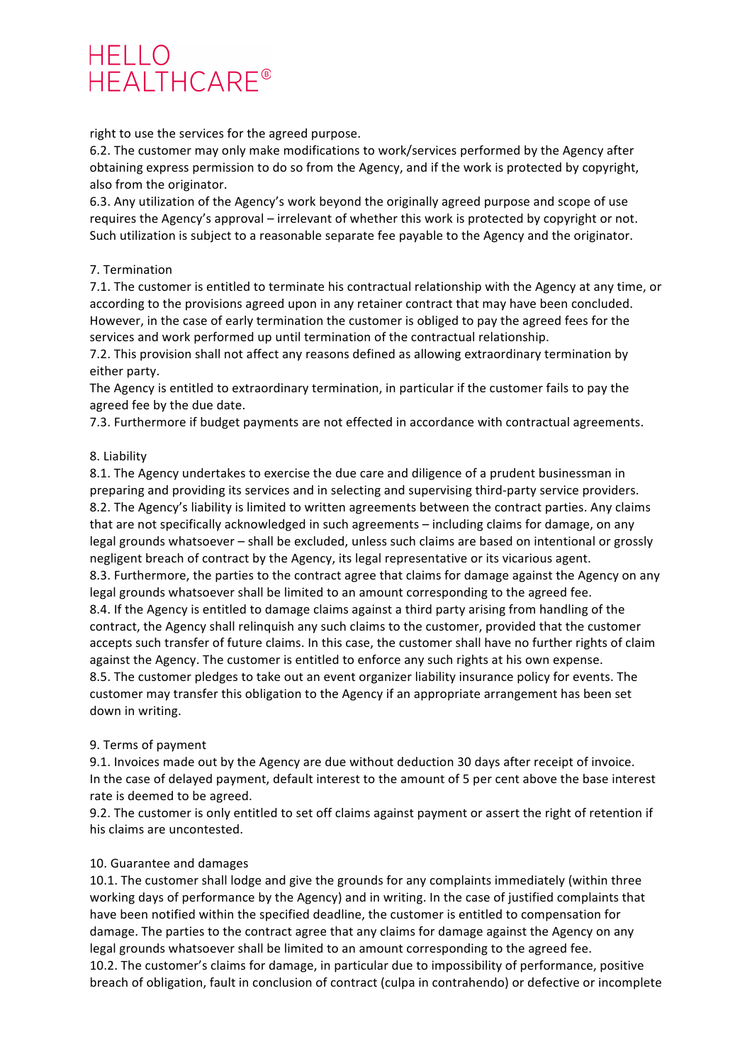right to use the services for the agreed purpose.

6.2. The customer may only make modifications to work/services performed by the Agency after obtaining express permission to do so from the Agency, and if the work is protected by copyright, also from the originator.

6.3. Any utilization of the Agency's work beyond the originally agreed purpose and scope of use requires the Agency's approval – irrelevant of whether this work is protected by copyright or not. Such utilization is subject to a reasonable separate fee payable to the Agency and the originator.

## 7. Termination

7.1. The customer is entitled to terminate his contractual relationship with the Agency at any time, or according to the provisions agreed upon in any retainer contract that may have been concluded. However, in the case of early termination the customer is obliged to pay the agreed fees for the services and work performed up until termination of the contractual relationship.

7.2. This provision shall not affect any reasons defined as allowing extraordinary termination by either party.

The Agency is entitled to extraordinary termination, in particular if the customer fails to pay the agreed fee by the due date.

7.3. Furthermore if budget payments are not effected in accordance with contractual agreements.

## 8. Liability

8.1. The Agency undertakes to exercise the due care and diligence of a prudent businessman in preparing and providing its services and in selecting and supervising third-party service providers.

8.2. The Agency's liability is limited to written agreements between the contract parties. Any claims that are not specifically acknowledged in such agreements – including claims for damage, on any legal grounds whatsoever – shall be excluded, unless such claims are based on intentional or grossly negligent breach of contract by the Agency, its legal representative or its vicarious agent.

8.3. Furthermore, the parties to the contract agree that claims for damage against the Agency on any legal grounds whatsoever shall be limited to an amount corresponding to the agreed fee.

8.4. If the Agency is entitled to damage claims against a third party arising from handling of the contract, the Agency shall relinquish any such claims to the customer, provided that the customer accepts such transfer of future claims. In this case, the customer shall have no further rights of claim against the Agency. The customer is entitled to enforce any such rights at his own expense.

8.5. The customer pledges to take out an event organizer liability insurance policy for events. The customer may transfer this obligation to the Agency if an appropriate arrangement has been set down in writing.

## 9. Terms of payment

9.1. Invoices made out by the Agency are due without deduction 30 days after receipt of invoice. In the case of delayed payment, default interest to the amount of 5 per cent above the base interest rate is deemed to be agreed.

9.2. The customer is only entitled to set off claims against payment or assert the right of retention if his claims are uncontested.

## 10. Guarantee and damages

10.1. The customer shall lodge and give the grounds for any complaints immediately (within three working days of performance by the Agency) and in writing. In the case of justified complaints that have been notified within the specified deadline, the customer is entitled to compensation for damage. The parties to the contract agree that any claims for damage against the Agency on any legal grounds whatsoever shall be limited to an amount corresponding to the agreed fee.

10.2. The customer's claims for damage, in particular due to impossibility of performance, positive breach of obligation, fault in conclusion of contract (culpa in contrahendo) or defective or incomplete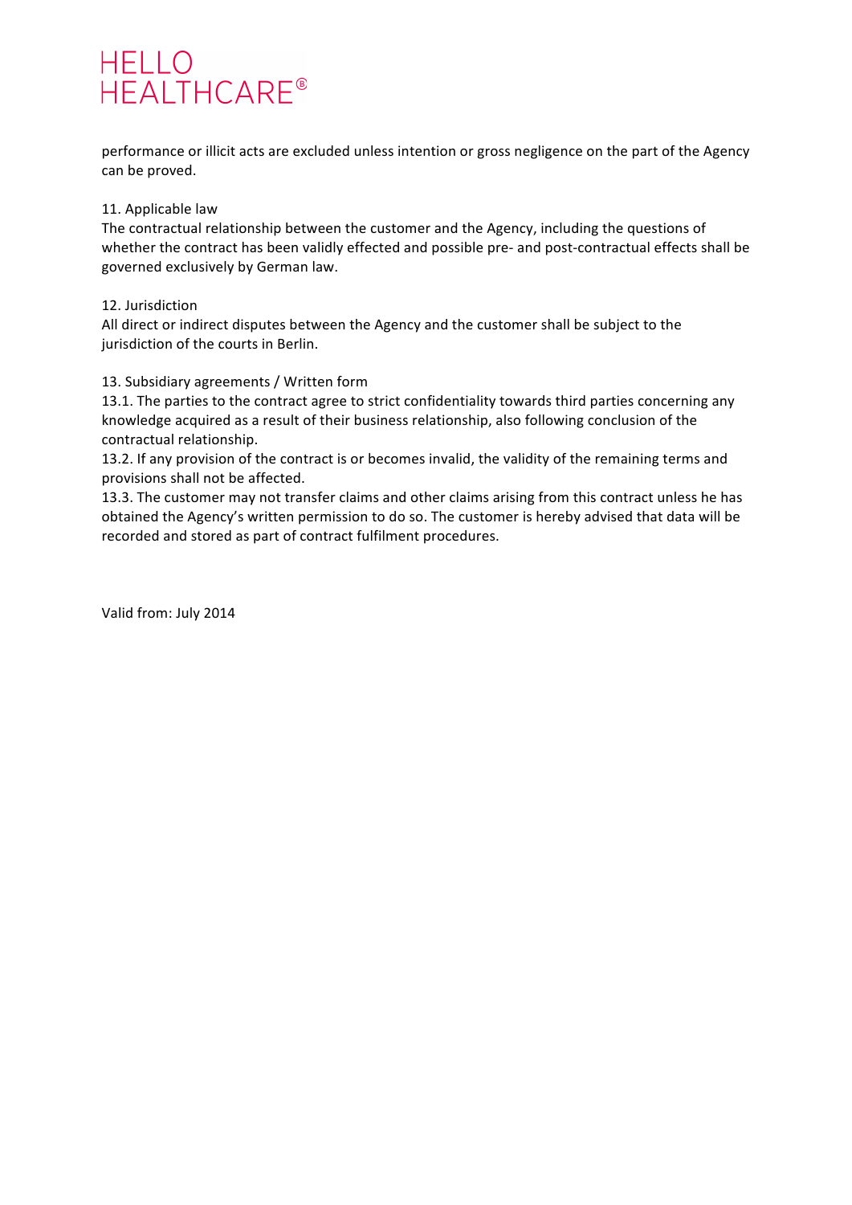performance or illicit acts are excluded unless intention or gross negligence on the part of the Agency can be proved.

11. Applicable law
The contractual relationship between the customer and the Agency, including the questions of whether the contract has been validly effected and possible pre- and post-contractual effects shall be governed exclusively by German law.

12. Jurisdiction
All direct or indirect disputes between the Agency and the customer shall be subject to the jurisdiction of the courts in Berlin.

13. Subsidiary agreements / Written form
13.1. The parties to the contract agree to strict confidentiality towards third parties concerning any knowledge acquired as a result of their business relationship, also following conclusion of the contractual relationship.
13.2. If any provision of the contract is or becomes invalid, the validity of the remaining terms and provisions shall not be affected.
13.3. The customer may not transfer claims and other claims arising from this contract unless he has obtained the Agency's written permission to do so. The customer is hereby advised that data will be recorded and stored as part of contract fulfilment procedures.

Valid from: July 2014